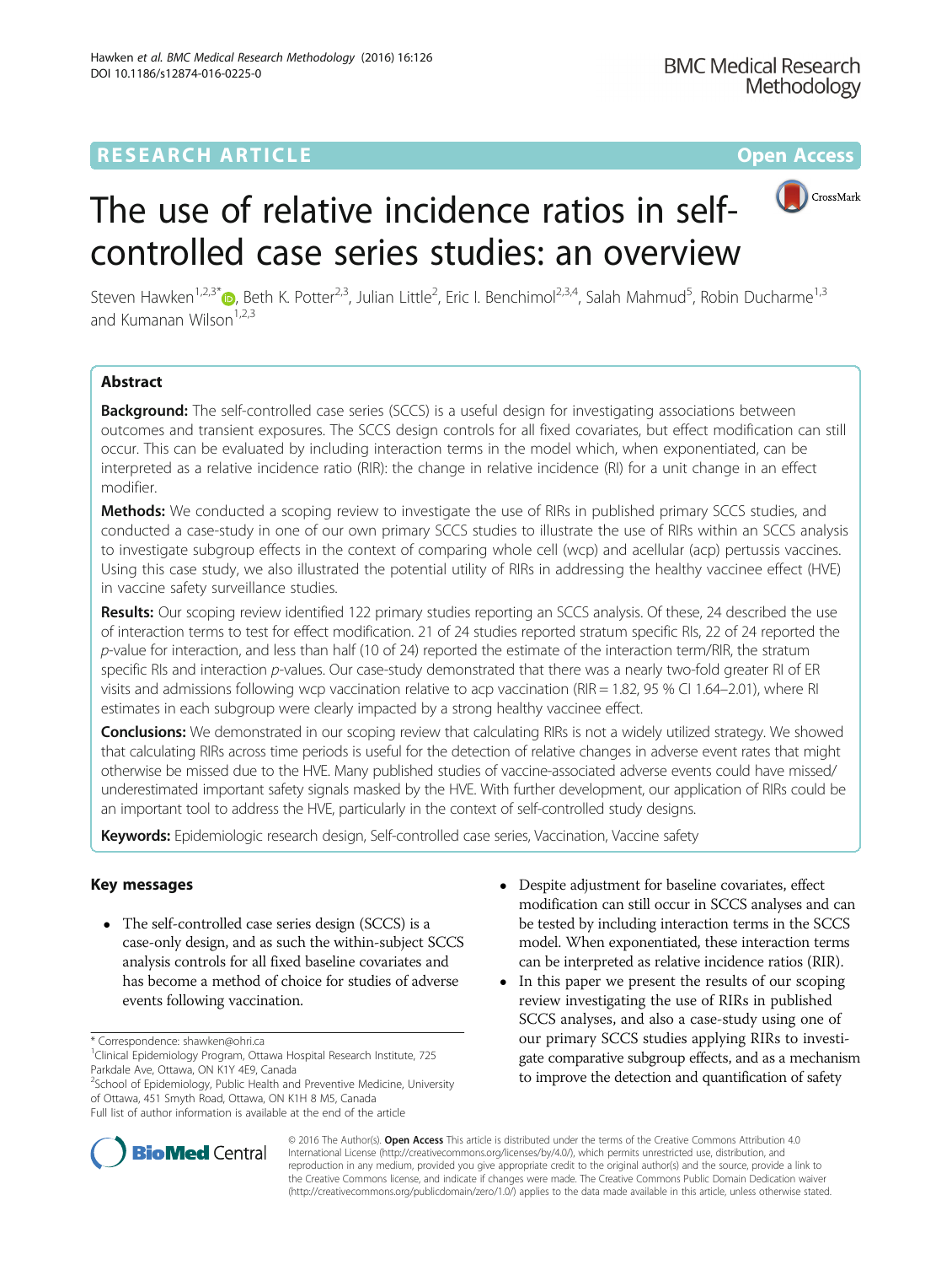RESEARCH ARTICLE

Open Access

# The use of relative incidence ratios in self-controlled case series studies: an overview

Steven Hawken[1,2,3*], Beth K. Potter[2,3], Julian Little[2], Eric I. Benchimol[2,3,4], Salah Mahmud[5], Robin Ducharme[1,3] and Kumanan Wilson[1,2,3]

## Abstract

**Background:** The self-controlled case series (SCCS) is a useful design for investigating associations between outcomes and transient exposures. The SCCS design controls for all fixed covariates, but effect modification can still occur. This can be evaluated by including interaction terms in the model which, when exponentiated, can be interpreted as a relative incidence ratio (RIR): the change in relative incidence (RI) for a unit change in an effect modifier.

**Methods:** We conducted a scoping review to investigate the use of RIRs in published primary SCCS studies, and conducted a case-study in one of our own primary SCCS studies to illustrate the use of RIRs within an SCCS analysis to investigate subgroup effects in the context of comparing whole cell (wcp) and acellular (acp) pertussis vaccines. Using this case study, we also illustrated the potential utility of RIRs in addressing the healthy vaccinee effect (HVE) in vaccine safety surveillance studies.

**Results:** Our scoping review identified 122 primary studies reporting an SCCS analysis. Of these, 24 described the use of interaction terms to test for effect modification. 21 of 24 studies reported stratum specific RIs, 22 of 24 reported the *p*-value for interaction, and less than half (10 of 24) reported the estimate of the interaction term/RIR, the stratum specific RIs and interaction *p*-values. Our case-study demonstrated that there was a nearly two-fold greater RI of ER visits and admissions following wcp vaccination relative to acp vaccination (RIR = 1.82, 95 % CI 1.64–2.01), where RI estimates in each subgroup were clearly impacted by a strong healthy vaccinee effect.

**Conclusions:** We demonstrated in our scoping review that calculating RIRs is not a widely utilized strategy. We showed that calculating RIRs across time periods is useful for the detection of relative changes in adverse event rates that might otherwise be missed due to the HVE. Many published studies of vaccine-associated adverse events could have missed/underestimated important safety signals masked by the HVE. With further development, our application of RIRs could be an important tool to address the HVE, particularly in the context of self-controlled study designs.

**Keywords:** Epidemiologic research design, Self-controlled case series, Vaccination, Vaccine safety

## Key messages

- The self-controlled case series design (SCCS) is a case-only design, and as such the within-subject SCCS analysis controls for all fixed baseline covariates and has become a method of choice for studies of adverse events following vaccination.
- Despite adjustment for baseline covariates, effect modification can still occur in SCCS analyses and can be tested by including interaction terms in the SCCS model. When exponentiated, these interaction terms can be interpreted as relative incidence ratios (RIR).
- In this paper we present the results of our scoping review investigating the use of RIRs in published SCCS analyses, and also a case-study using one of our primary SCCS studies applying RIRs to investigate comparative subgroup effects, and as a mechanism to improve the detection and quantification of safety

\* Correspondence: shawken@ohri.ca
[1]Clinical Epidemiology Program, Ottawa Hospital Research Institute, 725 Parkdale Ave, Ottawa, ON K1Y 4E9, Canada
[2]School of Epidemiology, Public Health and Preventive Medicine, University of Ottawa, 451 Smyth Road, Ottawa, ON K1H 8 M5, Canada
Full list of author information is available at the end of the article

© 2016 The Author(s). **Open Access** This article is distributed under the terms of the Creative Commons Attribution 4.0 International License (http://creativecommons.org/licenses/by/4.0/), which permits unrestricted use, distribution, and reproduction in any medium, provided you give appropriate credit to the original author(s) and the source, provide a link to the Creative Commons license, and indicate if changes were made. The Creative Commons Public Domain Dedication waiver (http://creativecommons.org/publicdomain/zero/1.0/) applies to the data made available in this article, unless otherwise stated.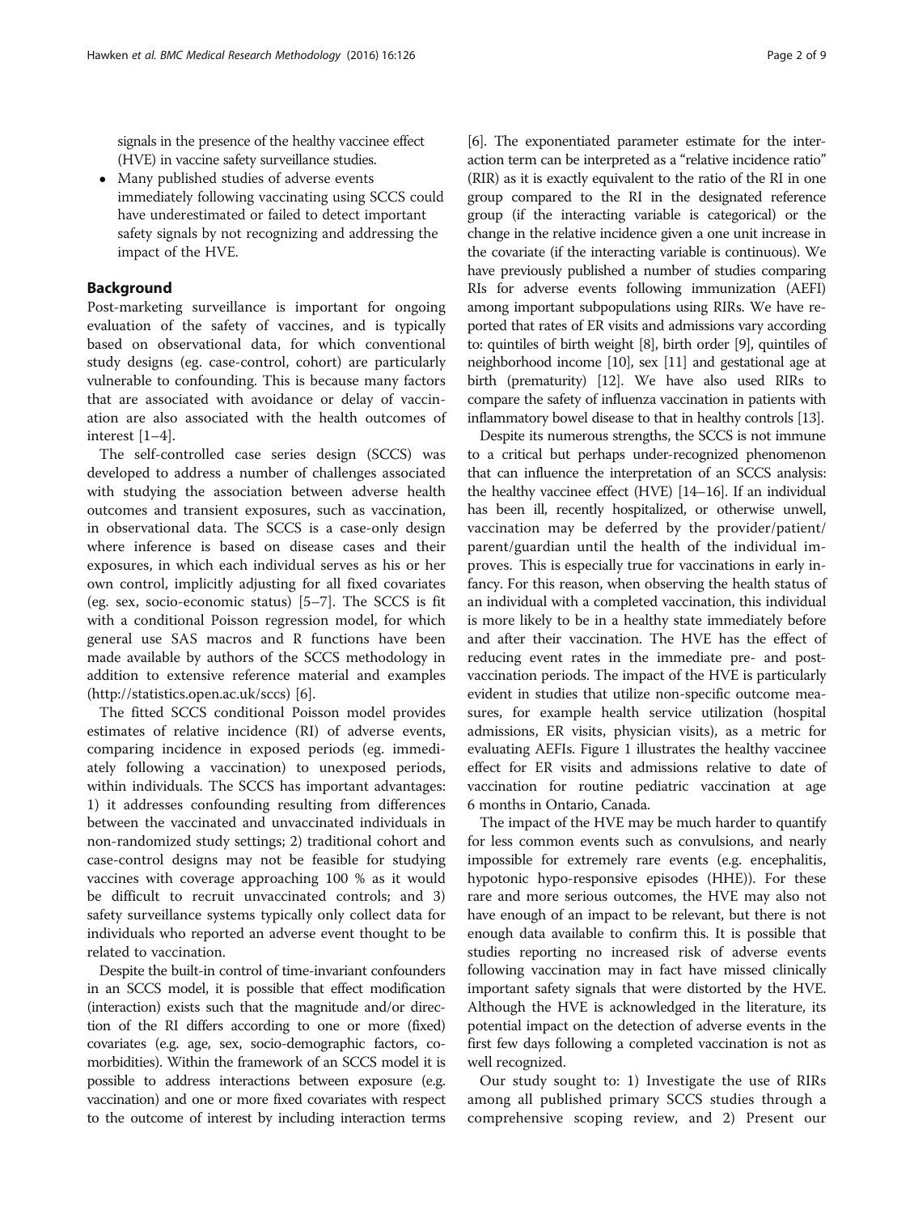signals in the presence of the healthy vaccinee effect (HVE) in vaccine safety surveillance studies.

- Many published studies of adverse events immediately following vaccinating using SCCS could have underestimated or failed to detect important safety signals by not recognizing and addressing the impact of the HVE.

## Background

Post-marketing surveillance is important for ongoing evaluation of the safety of vaccines, and is typically based on observational data, for which conventional study designs (eg. case-control, cohort) are particularly vulnerable to confounding. This is because many factors that are associated with avoidance or delay of vaccination are also associated with the health outcomes of interest [1–4].

The self-controlled case series design (SCCS) was developed to address a number of challenges associated with studying the association between adverse health outcomes and transient exposures, such as vaccination, in observational data. The SCCS is a case-only design where inference is based on disease cases and their exposures, in which each individual serves as his or her own control, implicitly adjusting for all fixed covariates (eg. sex, socio-economic status) [5–7]. The SCCS is fit with a conditional Poisson regression model, for which general use SAS macros and R functions have been made available by authors of the SCCS methodology in addition to extensive reference material and examples (http://statistics.open.ac.uk/sccs) [6].

The fitted SCCS conditional Poisson model provides estimates of relative incidence (RI) of adverse events, comparing incidence in exposed periods (eg. immediately following a vaccination) to unexposed periods, within individuals. The SCCS has important advantages: 1) it addresses confounding resulting from differences between the vaccinated and unvaccinated individuals in non-randomized study settings; 2) traditional cohort and case-control designs may not be feasible for studying vaccines with coverage approaching 100 % as it would be difficult to recruit unvaccinated controls; and 3) safety surveillance systems typically only collect data for individuals who reported an adverse event thought to be related to vaccination.

Despite the built-in control of time-invariant confounders in an SCCS model, it is possible that effect modification (interaction) exists such that the magnitude and/or direction of the RI differs according to one or more (fixed) covariates (e.g. age, sex, socio-demographic factors, comorbidities). Within the framework of an SCCS model it is possible to address interactions between exposure (e.g. vaccination) and one or more fixed covariates with respect to the outcome of interest by including interaction terms [6]. The exponentiated parameter estimate for the interaction term can be interpreted as a "relative incidence ratio" (RIR) as it is exactly equivalent to the ratio of the RI in one group compared to the RI in the designated reference group (if the interacting variable is categorical) or the change in the relative incidence given a one unit increase in the covariate (if the interacting variable is continuous). We have previously published a number of studies comparing RIs for adverse events following immunization (AEFI) among important subpopulations using RIRs. We have reported that rates of ER visits and admissions vary according to: quintiles of birth weight [8], birth order [9], quintiles of neighborhood income [10], sex [11] and gestational age at birth (prematurity) [12]. We have also used RIRs to compare the safety of influenza vaccination in patients with inflammatory bowel disease to that in healthy controls [13].

Despite its numerous strengths, the SCCS is not immune to a critical but perhaps under-recognized phenomenon that can influence the interpretation of an SCCS analysis: the healthy vaccinee effect (HVE) [14–16]. If an individual has been ill, recently hospitalized, or otherwise unwell, vaccination may be deferred by the provider/patient/parent/guardian until the health of the individual improves. This is especially true for vaccinations in early infancy. For this reason, when observing the health status of an individual with a completed vaccination, this individual is more likely to be in a healthy state immediately before and after their vaccination. The HVE has the effect of reducing event rates in the immediate pre- and post-vaccination periods. The impact of the HVE is particularly evident in studies that utilize non-specific outcome measures, for example health service utilization (hospital admissions, ER visits, physician visits), as a metric for evaluating AEFIs. Figure 1 illustrates the healthy vaccinee effect for ER visits and admissions relative to date of vaccination for routine pediatric vaccination at age 6 months in Ontario, Canada.

The impact of the HVE may be much harder to quantify for less common events such as convulsions, and nearly impossible for extremely rare events (e.g. encephalitis, hypotonic hypo-responsive episodes (HHE)). For these rare and more serious outcomes, the HVE may also not have enough of an impact to be relevant, but there is not enough data available to confirm this. It is possible that studies reporting no increased risk of adverse events following vaccination may in fact have missed clinically important safety signals that were distorted by the HVE. Although the HVE is acknowledged in the literature, its potential impact on the detection of adverse events in the first few days following a completed vaccination is not as well recognized.

Our study sought to: 1) Investigate the use of RIRs among all published primary SCCS studies through a comprehensive scoping review, and 2) Present our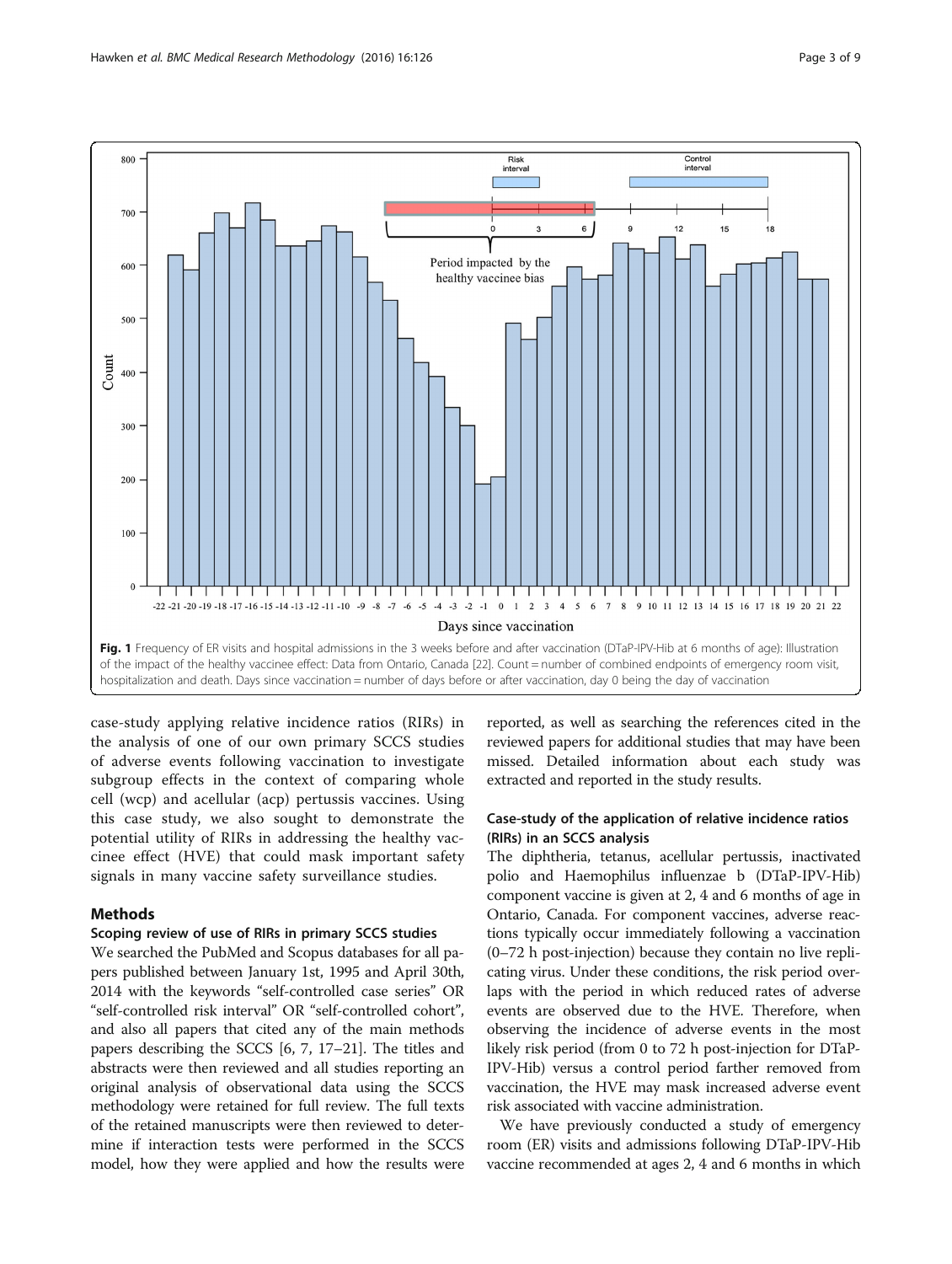Fig. 1 Frequency of ER visits and hospital admissions in the 3 weeks before and after vaccination (DTaP-IPV-Hib at 6 months of age): Illustration of the impact of the healthy vaccinee effect: Data from Ontario, Canada [22]. Count = number of combined endpoints of emergency room visit, hospitalization and death. Days since vaccination = number of days before or after vaccination, day 0 being the day of vaccination

case-study applying relative incidence ratios (RIRs) in the analysis of one of our own primary SCCS studies of adverse events following vaccination to investigate subgroup effects in the context of comparing whole cell (wcp) and acellular (acp) pertussis vaccines. Using this case study, we also sought to demonstrate the potential utility of RIRs in addressing the healthy vaccinee effect (HVE) that could mask important safety signals in many vaccine safety surveillance studies.

## Methods

### Scoping review of use of RIRs in primary SCCS studies

We searched the PubMed and Scopus databases for all papers published between January 1st, 1995 and April 30th, 2014 with the keywords "self-controlled case series" OR "self-controlled risk interval" OR "self-controlled cohort", and also all papers that cited any of the main methods papers describing the SCCS [6, 7, 17–21]. The titles and abstracts were then reviewed and all studies reporting an original analysis of observational data using the SCCS methodology were retained for full review. The full texts of the retained manuscripts were then reviewed to determine if interaction tests were performed in the SCCS model, how they were applied and how the results were reported, as well as searching the references cited in the reviewed papers for additional studies that may have been missed. Detailed information about each study was extracted and reported in the study results.

### Case-study of the application of relative incidence ratios (RIRs) in an SCCS analysis

The diphtheria, tetanus, acellular pertussis, inactivated polio and Haemophilus influenzae b (DTaP-IPV-Hib) component vaccine is given at 2, 4 and 6 months of age in Ontario, Canada. For component vaccines, adverse reactions typically occur immediately following a vaccination (0–72 h post-injection) because they contain no live replicating virus. Under these conditions, the risk period overlaps with the period in which reduced rates of adverse events are observed due to the HVE. Therefore, when observing the incidence of adverse events in the most likely risk period (from 0 to 72 h post-injection for DTaP-IPV-Hib) versus a control period farther removed from vaccination, the HVE may mask increased adverse event risk associated with vaccine administration.

We have previously conducted a study of emergency room (ER) visits and admissions following DTaP-IPV-Hib vaccine recommended at ages 2, 4 and 6 months in which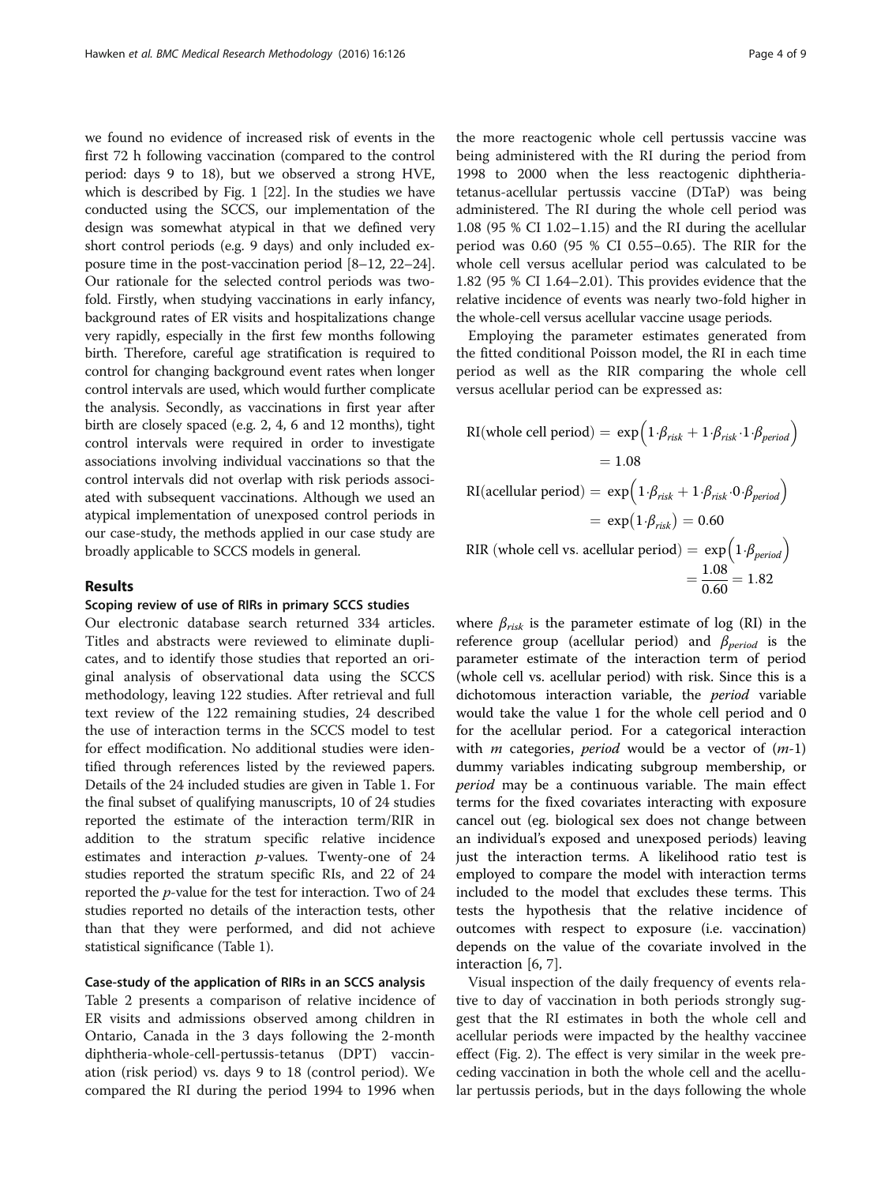we found no evidence of increased risk of events in the first 72 h following vaccination (compared to the control period: days 9 to 18), but we observed a strong HVE, which is described by Fig. 1 [22]. In the studies we have conducted using the SCCS, our implementation of the design was somewhat atypical in that we defined very short control periods (e.g. 9 days) and only included exposure time in the post-vaccination period [8–12, 22–24]. Our rationale for the selected control periods was two-fold. Firstly, when studying vaccinations in early infancy, background rates of ER visits and hospitalizations change very rapidly, especially in the first few months following birth. Therefore, careful age stratification is required to control for changing background event rates when longer control intervals are used, which would further complicate the analysis. Secondly, as vaccinations in first year after birth are closely spaced (e.g. 2, 4, 6 and 12 months), tight control intervals were required in order to investigate associations involving individual vaccinations so that the control intervals did not overlap with risk periods associated with subsequent vaccinations. Although we used an atypical implementation of unexposed control periods in our case-study, the methods applied in our case study are broadly applicable to SCCS models in general.

## Results

### Scoping review of use of RIRs in primary SCCS studies

Our electronic database search returned 334 articles. Titles and abstracts were reviewed to eliminate duplicates, and to identify those studies that reported an original analysis of observational data using the SCCS methodology, leaving 122 studies. After retrieval and full text review of the 122 remaining studies, 24 described the use of interaction terms in the SCCS model to test for effect modification. No additional studies were identified through references listed by the reviewed papers. Details of the 24 included studies are given in Table 1. For the final subset of qualifying manuscripts, 10 of 24 studies reported the estimate of the interaction term/RIR in addition to the stratum specific relative incidence estimates and interaction *p*-values. Twenty-one of 24 studies reported the stratum specific RIs, and 22 of 24 reported the *p*-value for the test for interaction. Two of 24 studies reported no details of the interaction tests, other than that they were performed, and did not achieve statistical significance (Table 1).

### Case-study of the application of RIRs in an SCCS analysis

Table 2 presents a comparison of relative incidence of ER visits and admissions observed among children in Ontario, Canada in the 3 days following the 2-month diphtheria-whole-cell-pertussis-tetanus (DPT) vaccination (risk period) vs. days 9 to 18 (control period). We compared the RI during the period 1994 to 1996 when the more reactogenic whole cell pertussis vaccine was being administered with the RI during the period from 1998 to 2000 when the less reactogenic diphtheria-tetanus-acellular pertussis vaccine (DTaP) was being administered. The RI during the whole cell period was 1.08 (95 % CI 1.02–1.15) and the RI during the acellular period was 0.60 (95 % CI 0.55–0.65). The RIR for the whole cell versus acellular period was calculated to be 1.82 (95 % CI 1.64–2.01). This provides evidence that the relative incidence of events was nearly two-fold higher in the whole-cell versus acellular vaccine usage periods.

Employing the parameter estimates generated from the fitted conditional Poisson model, the RI in each time period as well as the RIR comparing the whole cell versus acellular period can be expressed as:

$$\text{RI(whole cell period)} = \exp\left(1\cdot\beta_{risk} + 1\cdot\beta_{risk}\cdot 1\cdot\beta_{period}\right) = 1.08$$

$$\text{RI(acellular period)} = \exp\left(1\cdot\beta_{risk} + 1\cdot\beta_{risk}\cdot 0\cdot\beta_{period}\right) = \exp\left(1\cdot\beta_{risk}\right) = 0.60$$

$$\text{RIR (whole cell vs. acellular period)} = \exp\left(1\cdot\beta_{period}\right) = \frac{1.08}{0.60} = 1.82$$

where $\beta_{risk}$ is the parameter estimate of log (RI) in the reference group (acellular period) and $\beta_{period}$ is the parameter estimate of the interaction term of period (whole cell vs. acellular period) with risk. Since this is a dichotomous interaction variable, the *period* variable would take the value 1 for the whole cell period and 0 for the acellular period. For a categorical interaction with $m$ categories, *period* would be a vector of $(m\text{-}1)$ dummy variables indicating subgroup membership, or *period* may be a continuous variable. The main effect terms for the fixed covariates interacting with exposure cancel out (eg. biological sex does not change between an individual's exposed and unexposed periods) leaving just the interaction terms. A likelihood ratio test is employed to compare the model with interaction terms included to the model that excludes these terms. This tests the hypothesis that the relative incidence of outcomes with respect to exposure (i.e. vaccination) depends on the value of the covariate involved in the interaction [6, 7].

Visual inspection of the daily frequency of events relative to day of vaccination in both periods strongly suggest that the RI estimates in both the whole cell and acellular periods were impacted by the healthy vaccinee effect (Fig. 2). The effect is very similar in the week preceding vaccination in both the whole cell and the acellular pertussis periods, but in the days following the whole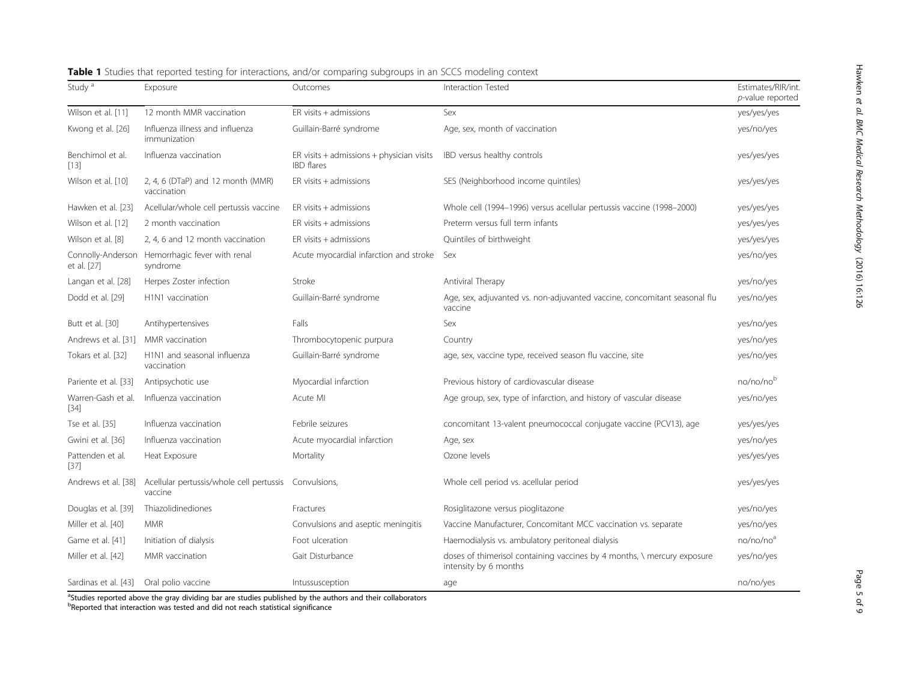**Table 1** Studies that reported testing for interactions, and/or comparing subgroups in an SCCS modeling context

| Study [a] | Exposure | Outcomes | Interaction Tested | Estimates/RIR/int. *p*-value reported |
|---|---|---|---|---|
| Wilson et al. [11] | 12 month MMR vaccination | ER visits + admissions | Sex | yes/yes/yes |
| Kwong et al. [26] | Influenza illness and influenza immunization | Guillain-Barré syndrome | Age, sex, month of vaccination | yes/no/yes |
| Benchimol et al. [13] | Influenza vaccination | ER visits + admissions + physician visits IBD flares | IBD versus healthy controls | yes/yes/yes |
| Wilson et al. [10] | 2, 4, 6 (DTaP) and 12 month (MMR) vaccination | ER visits + admissions | SES (Neighborhood income quintiles) | yes/yes/yes |
| Hawken et al. [23] | Acellular/whole cell pertussis vaccine | ER visits + admissions | Whole cell (1994–1996) versus acellular pertussis vaccine (1998–2000) | yes/yes/yes |
| Wilson et al. [12] | 2 month vaccination | ER visits + admissions | Preterm versus full term infants | yes/yes/yes |
| Wilson et al. [8] | 2, 4, and 12 month vaccination | ER visits + admissions | Quintiles of birthweight | yes/yes/yes |
| Connolly-Anderson et al. [27] | Hemorrhagic fever with renal syndrome | Acute myocardial infarction and stroke | Sex | yes/no/yes |
| Langan et al. [28] | Herpes Zoster infection | Stroke | Antiviral Therapy | yes/no/yes |
| Dodd et al. [29] | H1N1 vaccination | Guillain-Barré syndrome | Age, sex, adjuvanted vs. non-adjuvanted vaccine, concomitant seasonal flu vaccine | yes/no/yes |
| Butt et al. [30] | Antihypertensives | Falls | Sex | yes/no/yes |
| Andrews et al. [31] | MMR vaccination | Thrombocytopenic purpura | Country | yes/no/yes |
| Tokars et al. [32] | H1N1 and seasonal influenza vaccination | Guillain-Barré syndrome | age, sex, vaccine type, received season flu vaccine, site | yes/no/yes |
| Pariente et al. [33] | Antipsychotic use | Myocardial infarction | Previous history of cardiovascular disease | no/no/no[b] |
| Warren-Gash et al. [34] | Influenza vaccination | Acute MI | Age group, sex, type of infarction, and history of vascular disease | yes/no/yes |
| Tse et al. [35] | Influenza vaccination | Febrile seizures | concomitant 13-valent pneumococcal conjugate vaccine (PCV13), age | yes/yes/yes |
| Gwini et al. [36] | Influenza vaccination | Acute myocardial infarction | Age, sex | yes/no/yes |
| Pattenden et al. [37] | Heat Exposure | Mortality | Ozone levels | yes/yes/yes |
| Andrews et al. [38] | Acellular pertussis/whole cell pertussis vaccine | Convulsions, | Whole cell period vs. acellular period | yes/yes/yes |
| Douglas et al. [39] | Thiazolidinediones | Fractures | Rosiglitazone versus pioglitazone | yes/no/yes |
| Miller et al. [40] | MMR | Convulsions and aseptic meningitis | Vaccine Manufacturer, Concomitant MCC vaccination vs. separate | yes/no/yes |
| Game et al. [41] | Initiation of dialysis | Foot ulceration | Haemodialysis vs. ambulatory peritoneal dialysis | no/no/no[a] |
| Miller et al. [42] | MMR vaccination | Gait Disturbance | doses of thimerisol containing vaccines by 4 months, \ mercury exposure intensity by 6 months | yes/no/yes |
| Sardinas et al. [43] | Oral polio vaccine | Intussusception | age | no/no/yes |

[a]Studies reported above the gray dividing bar are studies published by the authors and their collaborators
[b]Reported that interaction was tested and did not reach statistical significance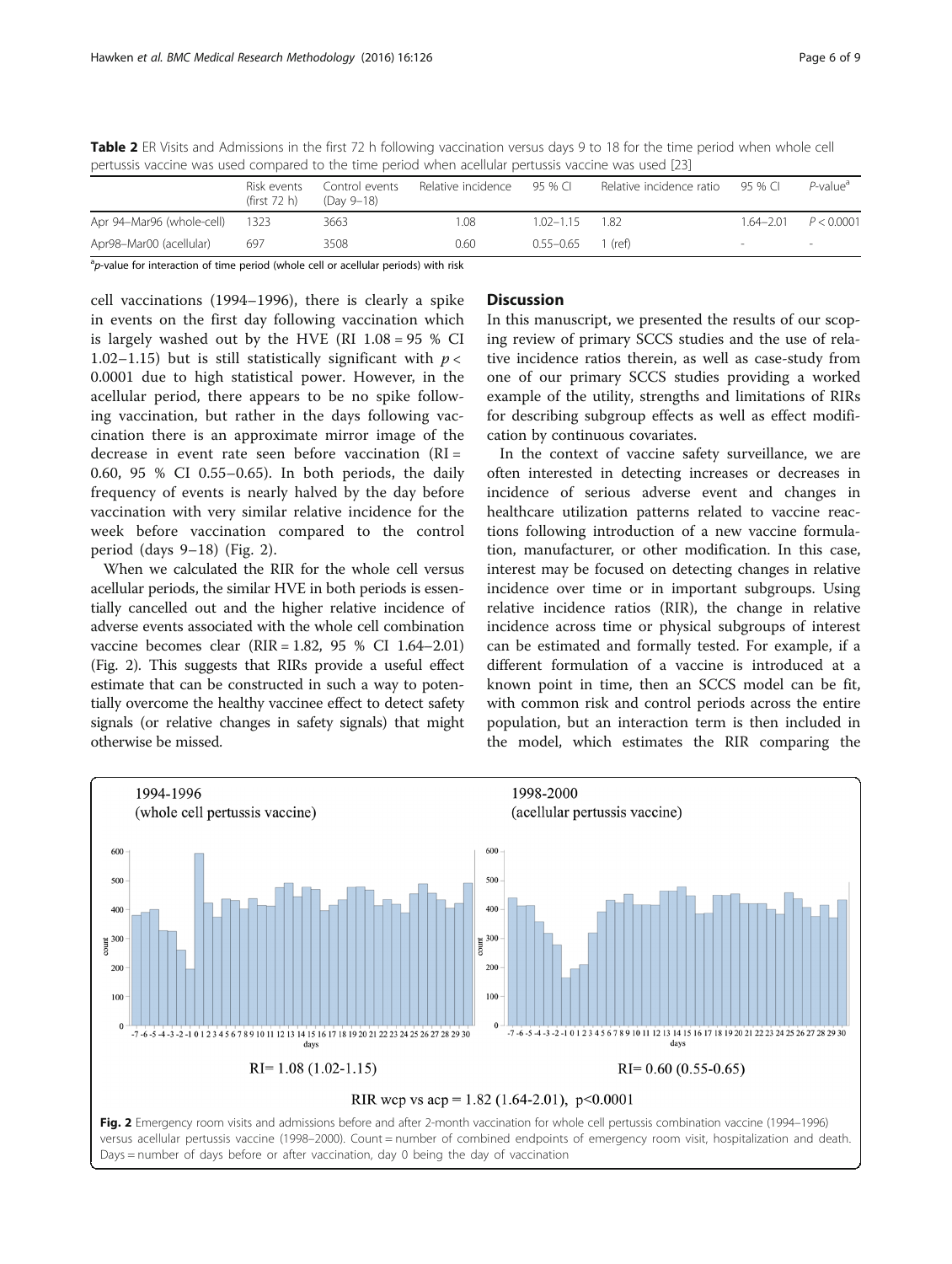**Table 2** ER Visits and Admissions in the first 72 h following vaccination versus days 9 to 18 for the time period when whole cell pertussis vaccine was used compared to the time period when acellular pertussis vaccine was used [23]

| | Risk events (first 72 h) | Control events (Day 9–18) | Relative incidence | 95 % CI | Relative incidence ratio | 95 % CI | *P*-value[a] |
|---|---|---|---|---|---|---|---|
| Apr 94–Mar96 (whole-cell) | 1323 | 3663 | 1.08 | 1.02–1.15 | 1.82 | 1.64–2.01 | $P < 0.0001$ |
| Apr98–Mar00 (acellular) | 697 | 3508 | 0.60 | 0.55–0.65 | 1 (ref) | - | - |

[a] *p*-value for interaction of time period (whole cell or acellular periods) with risk

cell vaccinations (1994–1996), there is clearly a spike in events on the first day following vaccination which is largely washed out by the HVE (RI 1.08 = 95 % CI 1.02–1.15) but is still statistically significant with $p < 0.0001$ due to high statistical power. However, in the acellular period, there appears to be no spike following vaccination, but rather in the days following vaccination there is an approximate mirror image of the decrease in event rate seen before vaccination (RI = 0.60, 95 % CI 0.55–0.65). In both periods, the daily frequency of events is nearly halved by the day before vaccination with very similar relative incidence for the week before vaccination compared to the control period (days 9–18) (Fig. 2).

When we calculated the RIR for the whole cell versus acellular periods, the similar HVE in both periods is essentially cancelled out and the higher relative incidence of adverse events associated with the whole cell combination vaccine becomes clear (RIR = 1.82, 95 % CI 1.64–2.01) (Fig. 2). This suggests that RIRs provide a useful effect estimate that can be constructed in such a way to potentially overcome the healthy vaccinee effect to detect safety signals (or relative changes in safety signals) that might otherwise be missed.

## Discussion

In this manuscript, we presented the results of our scoping review of primary SCCS studies and the use of relative incidence ratios therein, as well as case-study from one of our primary SCCS studies providing a worked example of the utility, strengths and limitations of RIRs for describing subgroup effects as well as effect modification by continuous covariates.

In the context of vaccine safety surveillance, we are often interested in detecting increases or decreases in incidence of serious adverse event and changes in healthcare utilization patterns related to vaccine reactions following introduction of a new vaccine formulation, manufacturer, or other modification. In this case, interest may be focused on detecting changes in relative incidence over time or in important subgroups. Using relative incidence ratios (RIR), the change in relative incidence across time or physical subgroups of interest can be estimated and formally tested. For example, if a different formulation of a vaccine is introduced at a known point in time, then an SCCS model can be fit, with common risk and control periods across the entire population, but an interaction term is then included in the model, which estimates the RIR comparing the

1994-1996
(whole cell pertussis vaccine)

1998-2000
(acellular pertussis vaccine)

count

days

RI= 1.08 (1.02-1.15)

RI= 0.60 (0.55-0.65)

RIR wcp vs acp = 1.82 (1.64-2.01), p<0.0001

**Fig. 2** Emergency room visits and admissions before and after 2-month vaccination for whole cell pertussis combination vaccine (1994–1996) versus acellular pertussis vaccine (1998–2000). Count = number of combined endpoints of emergency room visit, hospitalization and death. Days = number of days before or after vaccination, day 0 being the day of vaccination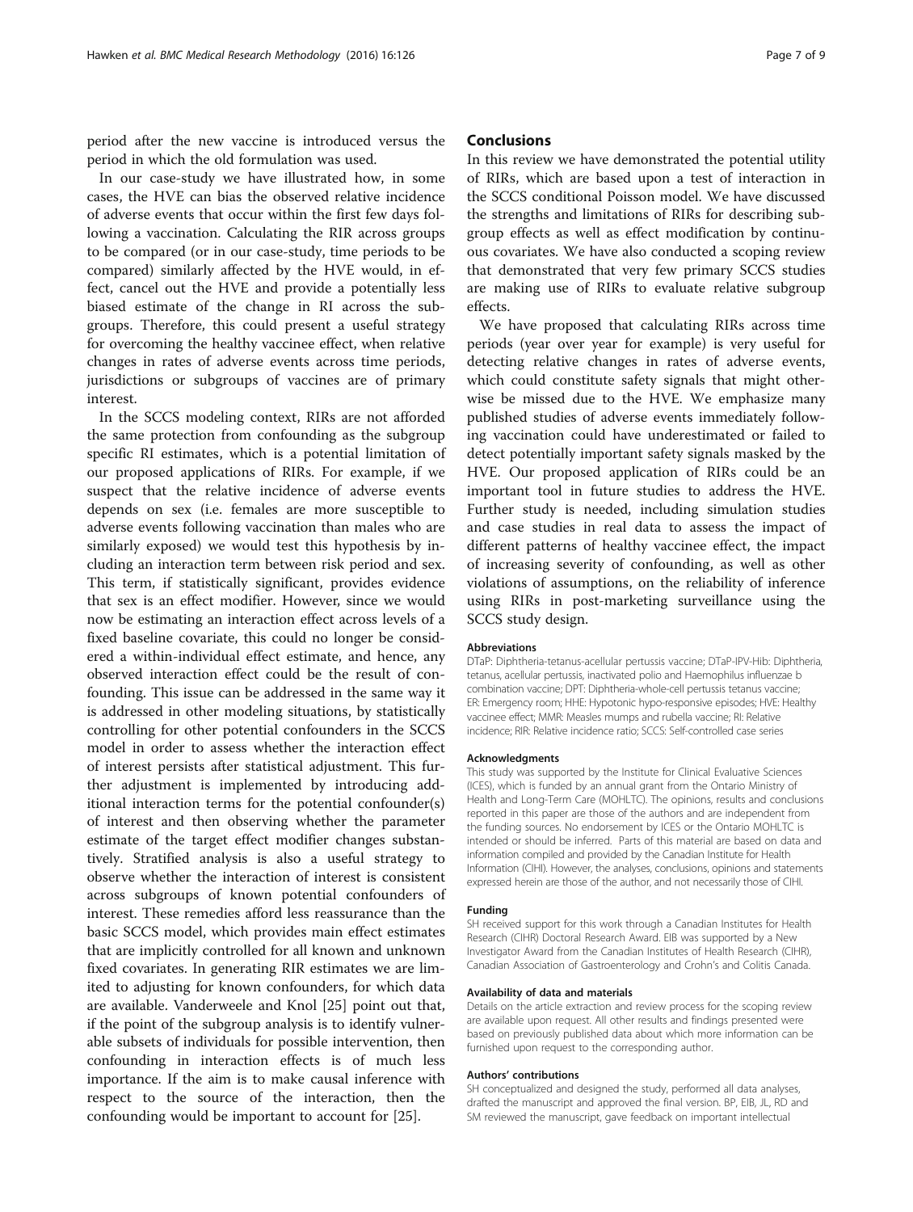period after the new vaccine is introduced versus the period in which the old formulation was used.

In our case-study we have illustrated how, in some cases, the HVE can bias the observed relative incidence of adverse events that occur within the first few days following a vaccination. Calculating the RIR across groups to be compared (or in our case-study, time periods to be compared) similarly affected by the HVE would, in effect, cancel out the HVE and provide a potentially less biased estimate of the change in RI across the subgroups. Therefore, this could present a useful strategy for overcoming the healthy vaccinee effect, when relative changes in rates of adverse events across time periods, jurisdictions or subgroups of vaccines are of primary interest.

In the SCCS modeling context, RIRs are not afforded the same protection from confounding as the subgroup specific RI estimates, which is a potential limitation of our proposed applications of RIRs. For example, if we suspect that the relative incidence of adverse events depends on sex (i.e. females are more susceptible to adverse events following vaccination than males who are similarly exposed) we would test this hypothesis by including an interaction term between risk period and sex. This term, if statistically significant, provides evidence that sex is an effect modifier. However, since we would now be estimating an interaction effect across levels of a fixed baseline covariate, this could no longer be considered a within-individual effect estimate, and hence, any observed interaction effect could be the result of confounding. This issue can be addressed in the same way it is addressed in other modeling situations, by statistically controlling for other potential confounders in the SCCS model in order to assess whether the interaction effect of interest persists after statistical adjustment. This further adjustment is implemented by introducing additional interaction terms for the potential confounder(s) of interest and then observing whether the parameter estimate of the target effect modifier changes substantively. Stratified analysis is also a useful strategy to observe whether the interaction of interest is consistent across subgroups of known potential confounders of interest. These remedies afford less reassurance than the basic SCCS model, which provides main effect estimates that are implicitly controlled for all known and unknown fixed covariates. In generating RIR estimates we are limited to adjusting for known confounders, for which data are available. Vanderweele and Knol [25] point out that, if the point of the subgroup analysis is to identify vulnerable subsets of individuals for possible intervention, then confounding in interaction effects is of much less importance. If the aim is to make causal inference with respect to the source of the interaction, then the confounding would be important to account for [25].

## Conclusions

In this review we have demonstrated the potential utility of RIRs, which are based upon a test of interaction in the SCCS conditional Poisson model. We have discussed the strengths and limitations of RIRs for describing subgroup effects as well as effect modification by continuous covariates. We have also conducted a scoping review that demonstrated that very few primary SCCS studies are making use of RIRs to evaluate relative subgroup effects.

We have proposed that calculating RIRs across time periods (year over year for example) is very useful for detecting relative changes in rates of adverse events, which could constitute safety signals that might otherwise be missed due to the HVE. We emphasize many published studies of adverse events immediately following vaccination could have underestimated or failed to detect potentially important safety signals masked by the HVE. Our proposed application of RIRs could be an important tool in future studies to address the HVE. Further study is needed, including simulation studies and case studies in real data to assess the impact of different patterns of healthy vaccinee effect, the impact of increasing severity of confounding, as well as other violations of assumptions, on the reliability of inference using RIRs in post-marketing surveillance using the SCCS study design.

#### Abbreviations

DTaP: Diphtheria-tetanus-acellular pertussis vaccine; DTaP-IPV-Hib: Diphtheria, tetanus, acellular pertussis, inactivated polio and Haemophilus influenzae b combination vaccine; DPT: Diphtheria-whole-cell pertussis tetanus vaccine; ER: Emergency room; HHE: Hypotonic hypo-responsive episodes; HVE: Healthy vaccinee effect; MMR: Measles mumps and rubella vaccine; RI: Relative incidence; RIR: Relative incidence ratio; SCCS: Self-controlled case series

#### Acknowledgments

This study was supported by the Institute for Clinical Evaluative Sciences (ICES), which is funded by an annual grant from the Ontario Ministry of Health and Long-Term Care (MOHLTC). The opinions, results and conclusions reported in this paper are those of the authors and are independent from the funding sources. No endorsement by ICES or the Ontario MOHLTC is intended or should be inferred. Parts of this material are based on data and information compiled and provided by the Canadian Institute for Health Information (CIHI). However, the analyses, conclusions, opinions and statements expressed herein are those of the author, and not necessarily those of CIHI.

#### Funding

SH received support for this work through a Canadian Institutes for Health Research (CIHR) Doctoral Research Award. EIB was supported by a New Investigator Award from the Canadian Institutes of Health Research (CIHR), Canadian Association of Gastroenterology and Crohn's and Colitis Canada.

#### Availability of data and materials

Details on the article extraction and review process for the scoping review are available upon request. All other results and findings presented were based on previously published data about which more information can be furnished upon request to the corresponding author.

#### Authors' contributions

SH conceptualized and designed the study, performed all data analyses, drafted the manuscript and approved the final version. BP, EIB, JL, RD and SM reviewed the manuscript, gave feedback on important intellectual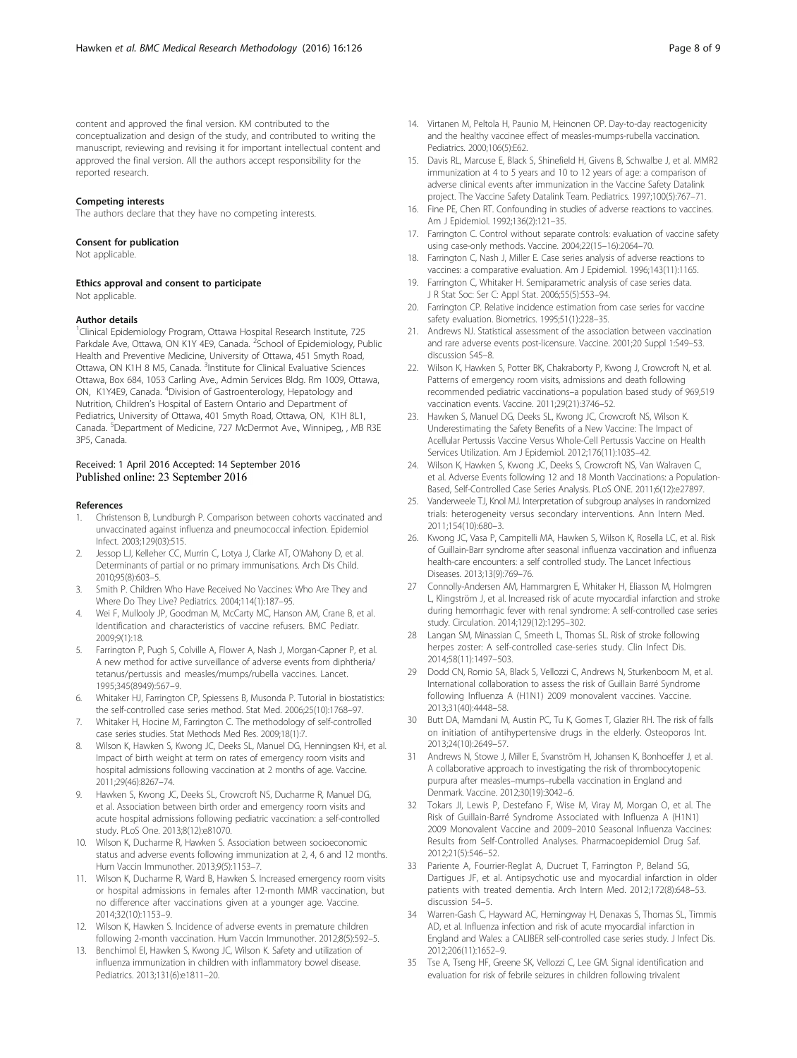content and approved the final version. KM contributed to the conceptualization and design of the study, and contributed to writing the manuscript, reviewing and revising it for important intellectual content and approved the final version. All the authors accept responsibility for the reported research.

### Competing interests

The authors declare that they have no competing interests.

### Consent for publication

Not applicable.

### Ethics approval and consent to participate

Not applicable.

### Author details

[1]Clinical Epidemiology Program, Ottawa Hospital Research Institute, 725 Parkdale Ave, Ottawa, ON K1Y 4E9, Canada. [2]School of Epidemiology, Public Health and Preventive Medicine, University of Ottawa, 451 Smyth Road, Ottawa, ON K1H 8 M5, Canada. [3]Institute for Clinical Evaluative Sciences Ottawa, Box 684, 1053 Carling Ave., Admin Services Bldg. Rm 1009, Ottawa, ON, K1Y4E9, Canada. [4]Division of Gastroenterology, Hepatology and Nutrition, Children's Hospital of Eastern Ontario and Department of Pediatrics, University of Ottawa, 401 Smyth Road, Ottawa, ON, K1H 8L1, Canada. [5]Department of Medicine, 727 McDermot Ave., Winnipeg, , MB R3E 3P5, Canada.

Received: 1 April 2016 Accepted: 14 September 2016
Published online: 23 September 2016

### References

1. Christenson B, Lundburgh P. Comparison between cohorts vaccinated and unvaccinated against influenza and pneumococcal infection. Epidemiol Infect. 2003;129(03):515.
2. Jessop LJ, Kelleher CC, Murrin C, Lotya J, Clarke AT, O'Mahony D, et al. Determinants of partial or no primary immunisations. Arch Dis Child. 2010;95(8):603–5.
3. Smith P. Children Who Have Received No Vaccines: Who Are They and Where Do They Live? Pediatrics. 2004;114(1):187–95.
4. Wei F, Mullooly JP, Goodman M, McCarty MC, Hanson AM, Crane B, et al. Identification and characteristics of vaccine refusers. BMC Pediatr. 2009;9(1):18.
5. Farrington P, Pugh S, Colville A, Flower A, Nash J, Morgan-Capner P, et al. A new method for active surveillance of adverse events from diphtheria/tetanus/pertussis and measles/mumps/rubella vaccines. Lancet. 1995;345(8949):567–9.
6. Whitaker HJ, Farrington CP, Spiessens B, Musonda P. Tutorial in biostatistics: the self-controlled case series method. Stat Med. 2006;25(10):1768–97.
7. Whitaker H, Hocine M, Farrington C. The methodology of self-controlled case series studies. Stat Methods Med Res. 2009;18(1):7.
8. Wilson K, Hawken S, Kwong JC, Deeks SL, Manuel DG, Henningsen KH, et al. Impact of birth weight at term on rates of emergency room visits and hospital admissions following vaccination at 2 months of age. Vaccine. 2011;29(46):8267–74.
9. Hawken S, Kwong JC, Deeks SL, Crowcroft NS, Ducharme R, Manuel DG, et al. Association between birth order and emergency room visits and acute hospital admissions following pediatric vaccination: a self-controlled study. PLoS One. 2013;8(12):e81070.
10. Wilson K, Ducharme R, Hawken S. Association between socioeconomic status and adverse events following immunization at 2, 4, 6 and 12 months. Hum Vaccin Immunother. 2013;9(5):1153–7.
11. Wilson K, Ducharme R, Ward B, Hawken S. Increased emergency room visits or hospital admissions in females after 12-month MMR vaccination, but no difference after vaccinations given at a younger age. Vaccine. 2014;32(10):1153–9.
12. Wilson K, Hawken S. Incidence of adverse events in premature children following 2-month vaccination. Hum Vaccin Immunother. 2012;8(5):592–5.
13. Benchimol EI, Hawken S, Kwong JC, Wilson K. Safety and utilization of influenza immunization in children with inflammatory bowel disease. Pediatrics. 2013;131(6):e1811–20.
14. Virtanen M, Peltola H, Paunio M, Heinonen OP. Day-to-day reactogenicity and the healthy vaccinee effect of measles-mumps-rubella vaccination. Pediatrics. 2000;106(5):E62.
15. Davis RL, Marcuse E, Black S, Shinefield H, Givens B, Schwalbe J, et al. MMR2 immunization at 4 to 5 years and 10 to 12 years of age: a comparison of adverse clinical events after immunization in the Vaccine Safety Datalink project. The Vaccine Safety Datalink Team. Pediatrics. 1997;100(5):767–71.
16. Fine PE, Chen RT. Confounding in studies of adverse reactions to vaccines. Am J Epidemiol. 1992;136(2):121–35.
17. Farrington C. Control without separate controls: evaluation of vaccine safety using case-only methods. Vaccine. 2004;22(15–16):2064–70.
18. Farrington C, Nash J, Miller E. Case series analysis of adverse reactions to vaccines: a comparative evaluation. Am J Epidemiol. 1996;143(11):1165.
19. Farrington C, Whitaker H. Semiparametric analysis of case series data. J R Stat Soc: Ser C: Appl Stat. 2006;55(5):553–94.
20. Farrington CP. Relative incidence estimation from case series for vaccine safety evaluation. Biometrics. 1995;51(1):228–35.
21. Andrews NJ. Statistical assessment of the association between vaccination and rare adverse events post-licensure. Vaccine. 2001;20 Suppl 1:S49–53. discussion S45–8.
22. Wilson K, Hawken S, Potter BK, Chakraborty P, Kwong J, Crowcroft N, et al. Patterns of emergency room visits, admissions and death following recommended pediatric vaccinations–a population based study of 969,519 vaccination events. Vaccine. 2011;29(21):3746–52.
23. Hawken S, Manuel DG, Deeks SL, Kwong JC, Crowcroft NS, Wilson K. Underestimating the Safety Benefits of a New Vaccine: The Impact of Acellular Pertussis Vaccine Versus Whole-Cell Pertussis Vaccine on Health Services Utilization. Am J Epidemiol. 2012;176(11):1035–42.
24. Wilson K, Hawken S, Kwong JC, Deeks S, Crowcroft NS, Van Walraven C, et al. Adverse Events following 12 and 18 Month Vaccinations: a Population-Based, Self-Controlled Case Series Analysis. PLoS ONE. 2011;6(12):e27897.
25. Vanderweele TJ, Knol MJ. Interpretation of subgroup analyses in randomized trials: heterogeneity versus secondary interventions. Ann Intern Med. 2011;154(10):680–3.
26. Kwong JC, Vasa P, Campitelli MA, Hawken S, Wilson K, Rosella LC, et al. Risk of Guillain-Barr syndrome after seasonal influenza vaccination and influenza health-care encounters: a self controlled study. The Lancet Infectious Diseases. 2013;13(9):769–76.
27. Connolly-Andersen AM, Hammargren E, Whitaker H, Eliasson M, Holmgren L, Klingström J, et al. Increased risk of acute myocardial infarction and stroke during hemorrhagic fever with renal syndrome: A self-controlled case series study. Circulation. 2014;129(12):1295–302.
28. Langan SM, Minassian C, Smeeth L, Thomas SL. Risk of stroke following herpes zoster: A self-controlled case-series study. Clin Infect Dis. 2014;58(11):1497–503.
29. Dodd CN, Romio SA, Black S, Vellozzi C, Andrews N, Sturkenboom M, et al. International collaboration to assess the risk of Guillain Barré Syndrome following Influenza A (H1N1) 2009 monovalent vaccines. Vaccine. 2013;31(40):4448–58.
30. Butt DA, Mamdani M, Austin PC, Tu K, Gomes T, Glazier RH. The risk of falls on initiation of antihypertensive drugs in the elderly. Osteoporos Int. 2013;24(10):2649–57.
31. Andrews N, Stowe J, Miller E, Svanström H, Johansen K, Bonhoeffer J, et al. A collaborative approach to investigating the risk of thrombocytopenic purpura after measles–mumps–rubella vaccination in England and Denmark. Vaccine. 2012;30(19):3042–6.
32. Tokars JI, Lewis P, Destefano F, Wise M, Viray M, Morgan O, et al. The Risk of Guillain-Barré Syndrome Associated with Influenza A (H1N1) 2009 Monovalent Vaccine and 2009–2010 Seasonal Influenza Vaccines: Results from Self-Controlled Analyses. Pharmacoepidemiol Drug Saf. 2012;21(5):546–52.
33. Pariente A, Fourrier-Reglat A, Ducruet T, Farrington P, Beland SG, Dartigues JF, et al. Antipsychotic use and myocardial infarction in older patients with treated dementia. Arch Intern Med. 2012;172(8):648–53. discussion 54–5.
34. Warren-Gash C, Hayward AC, Hemingway H, Denaxas S, Thomas SL, Timmis AD, et al. Influenza infection and risk of acute myocardial infarction in England and Wales: a CALIBER self-controlled case series study. J Infect Dis. 2012;206(11):1652–9.
35. Tse A, Tseng HF, Greene SK, Vellozzi C, Lee GM. Signal identification and evaluation for risk of febrile seizures in children following trivalent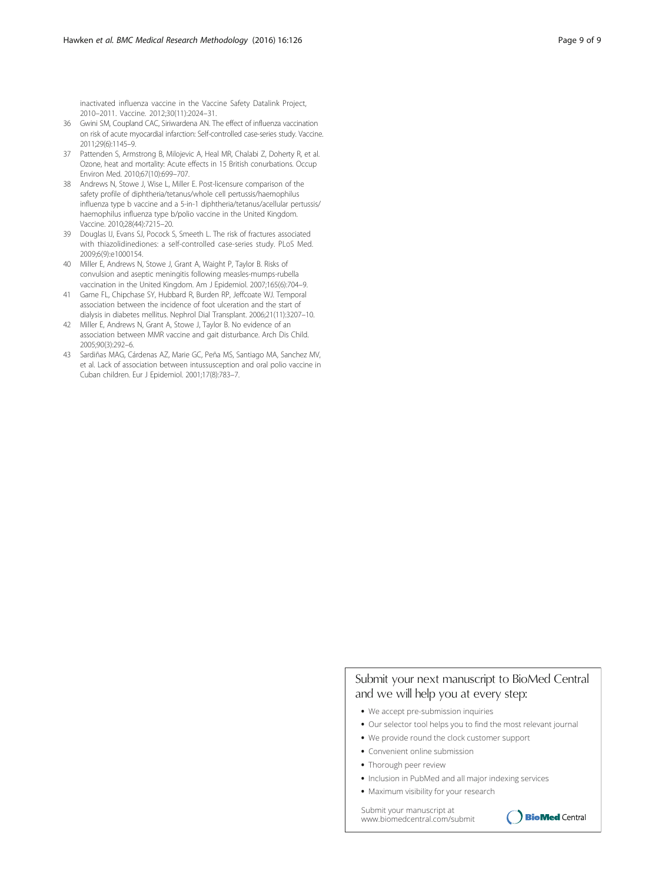inactivated influenza vaccine in the Vaccine Safety Datalink Project, 2010–2011. Vaccine. 2012;30(11):2024–31.

36. Gwini SM, Coupland CAC, Siriwardena AN. The effect of influenza vaccination on risk of acute myocardial infarction: Self-controlled case-series study. Vaccine. 2011;29(6):1145–9.
37. Pattenden S, Armstrong B, Milojevic A, Heal MR, Chalabi Z, Doherty R, et al. Ozone, heat and mortality: Acute effects in 15 British conurbations. Occup Environ Med. 2010;67(10):699–707.
38. Andrews N, Stowe J, Wise L, Miller E. Post-licensure comparison of the safety profile of diphtheria/tetanus/whole cell pertussis/haemophilus influenza type b vaccine and a 5-in-1 diphtheria/tetanus/acellular pertussis/haemophilus influenza type b/polio vaccine in the United Kingdom. Vaccine. 2010;28(44):7215–20.
39. Douglas IJ, Evans SJ, Pocock S, Smeeth L. The risk of fractures associated with thiazolidinediones: a self-controlled case-series study. PLoS Med. 2009;6(9):e1000154.
40. Miller E, Andrews N, Stowe J, Grant A, Waight P, Taylor B. Risks of convulsion and aseptic meningitis following measles-mumps-rubella vaccination in the United Kingdom. Am J Epidemiol. 2007;165(6):704–9.
41. Game FL, Chipchase SY, Hubbard R, Burden RP, Jeffcoate WJ. Temporal association between the incidence of foot ulceration and the start of dialysis in diabetes mellitus. Nephrol Dial Transplant. 2006;21(11):3207–10.
42. Miller E, Andrews N, Grant A, Stowe J, Taylor B. No evidence of an association between MMR vaccine and gait disturbance. Arch Dis Child. 2005;90(3):292–6.
43. Sardiñas MAG, Cárdenas AZ, Marie GC, Peña MS, Santiago MA, Sanchez MV, et al. Lack of association between intussusception and oral polio vaccine in Cuban children. Eur J Epidemiol. 2001;17(8):783–7.

Submit your next manuscript to BioMed Central and we will help you at every step:

- We accept pre-submission inquiries
- Our selector tool helps you to find the most relevant journal
- We provide round the clock customer support
- Convenient online submission
- Thorough peer review
- Inclusion in PubMed and all major indexing services
- Maximum visibility for your research

Submit your manuscript at www.biomedcentral.com/submit

BioMed Central